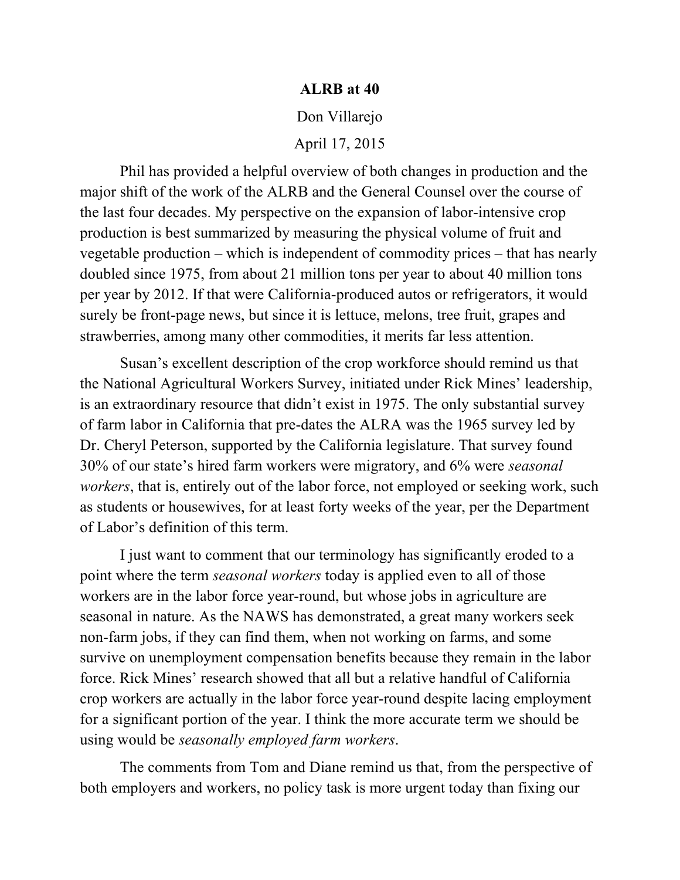**ALRB at 40**

Don Villarejo

April 17, 2015

Phil has provided a helpful overview of both changes in production and the major shift of the work of the ALRB and the General Counsel over the course of the last four decades. My perspective on the expansion of labor-intensive crop production is best summarized by measuring the physical volume of fruit and vegetable production – which is independent of commodity prices – that has nearly doubled since 1975, from about 21 million tons per year to about 40 million tons per year by 2012. If that were California-produced autos or refrigerators, it would surely be front-page news, but since it is lettuce, melons, tree fruit, grapes and strawberries, among many other commodities, it merits far less attention.

Susan's excellent description of the crop workforce should remind us that the National Agricultural Workers Survey, initiated under Rick Mines' leadership, is an extraordinary resource that didn't exist in 1975. The only substantial survey of farm labor in California that pre-dates the ALRA was the 1965 survey led by Dr. Cheryl Peterson, supported by the California legislature. That survey found 30% of our state's hired farm workers were migratory, and 6% were *seasonal workers*, that is, entirely out of the labor force, not employed or seeking work, such as students or housewives, for at least forty weeks of the year, per the Department of Labor's definition of this term.

I just want to comment that our terminology has significantly eroded to a point where the term *seasonal workers* today is applied even to all of those workers are in the labor force year-round, but whose jobs in agriculture are seasonal in nature. As the NAWS has demonstrated, a great many workers seek non-farm jobs, if they can find them, when not working on farms, and some survive on unemployment compensation benefits because they remain in the labor force. Rick Mines' research showed that all but a relative handful of California crop workers are actually in the labor force year-round despite lacing employment for a significant portion of the year. I think the more accurate term we should be using would be *seasonally employed farm workers*.

The comments from Tom and Diane remind us that, from the perspective of both employers and workers, no policy task is more urgent today than fixing our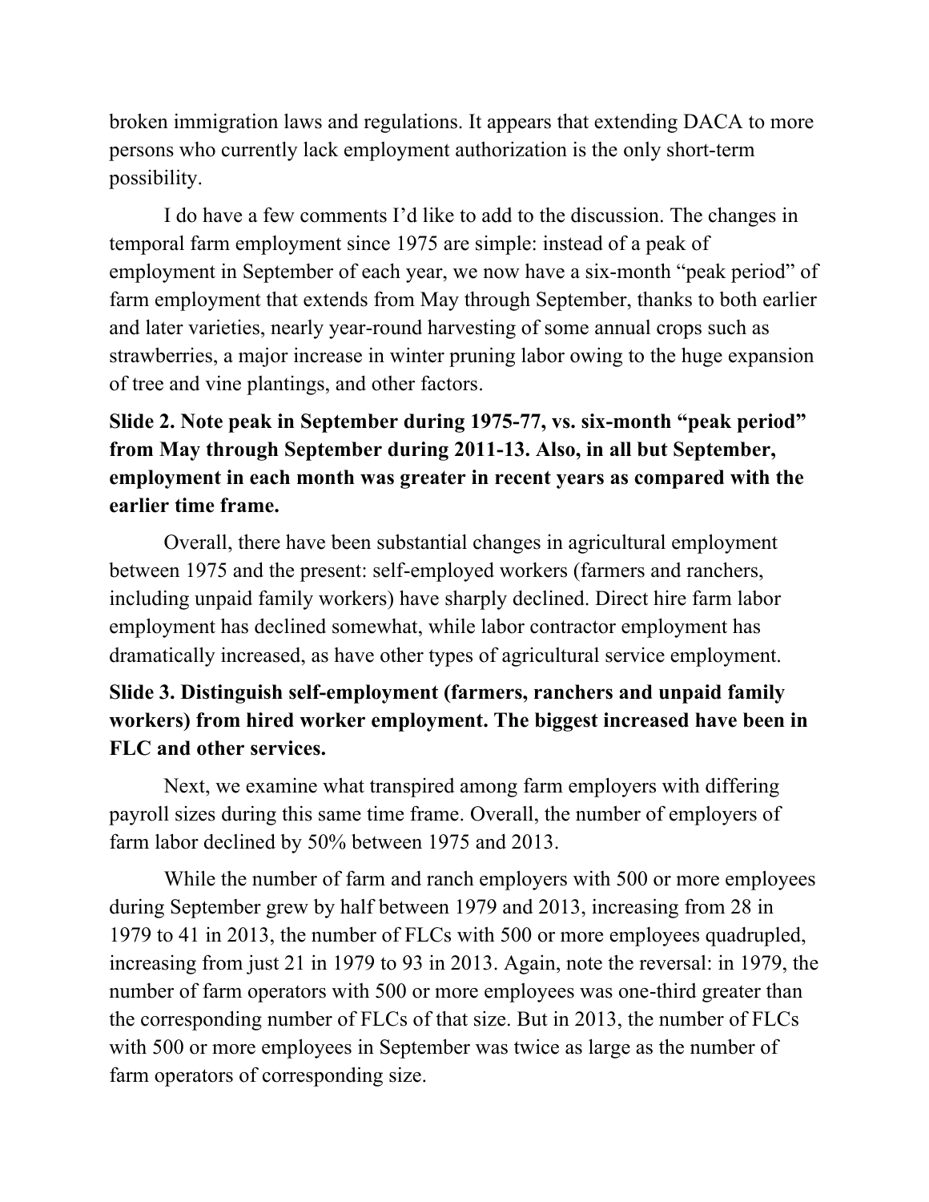broken immigration laws and regulations. It appears that extending DACA to more persons who currently lack employment authorization is the only short-term possibility.

I do have a few comments I'd like to add to the discussion. The changes in temporal farm employment since 1975 are simple: instead of a peak of employment in September of each year, we now have a six-month "peak period" of farm employment that extends from May through September, thanks to both earlier and later varieties, nearly year-round harvesting of some annual crops such as strawberries, a major increase in winter pruning labor owing to the huge expansion of tree and vine plantings, and other factors.

**Slide 2. Note peak in September during 1975-77, vs. six-month "peak period" from May through September during 2011-13. Also, in all but September, employment in each month was greater in recent years as compared with the earlier time frame.**

Overall, there have been substantial changes in agricultural employment between 1975 and the present: self-employed workers (farmers and ranchers, including unpaid family workers) have sharply declined. Direct hire farm labor employment has declined somewhat, while labor contractor employment has dramatically increased, as have other types of agricultural service employment.

**Slide 3. Distinguish self-employment (farmers, ranchers and unpaid family workers) from hired worker employment. The biggest increased have been in FLC and other services.**

Next, we examine what transpired among farm employers with differing payroll sizes during this same time frame. Overall, the number of employers of farm labor declined by 50% between 1975 and 2013.

While the number of farm and ranch employers with 500 or more employees during September grew by half between 1979 and 2013, increasing from 28 in 1979 to 41 in 2013, the number of FLCs with 500 or more employees quadrupled, increasing from just 21 in 1979 to 93 in 2013. Again, note the reversal: in 1979, the number of farm operators with 500 or more employees was one-third greater than the corresponding number of FLCs of that size. But in 2013, the number of FLCs with 500 or more employees in September was twice as large as the number of farm operators of corresponding size.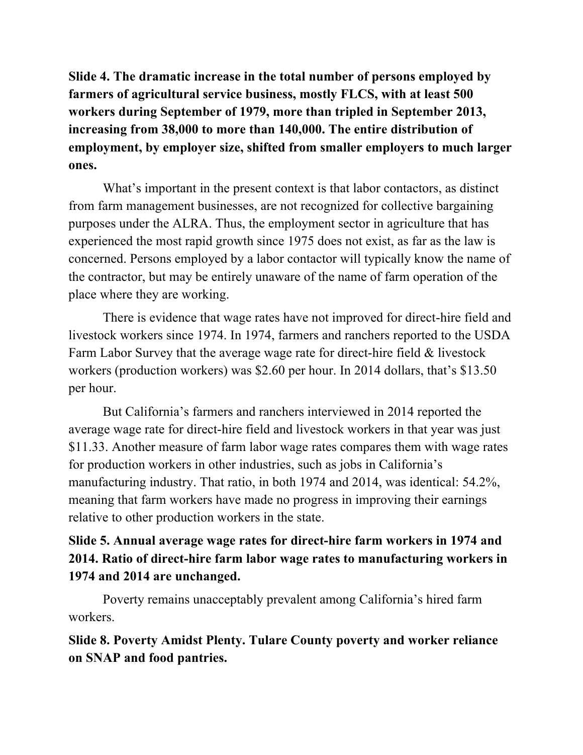**Slide 4. The dramatic increase in the total number of persons employed by farmers of agricultural service business, mostly FLCS, with at least 500 workers during September of 1979, more than tripled in September 2013, increasing from 38,000 to more than 140,000. The entire distribution of employment, by employer size, shifted from smaller employers to much larger ones.**

What's important in the present context is that labor contactors, as distinct from farm management businesses, are not recognized for collective bargaining purposes under the ALRA. Thus, the employment sector in agriculture that has experienced the most rapid growth since 1975 does not exist, as far as the law is concerned. Persons employed by a labor contactor will typically know the name of the contractor, but may be entirely unaware of the name of farm operation of the place where they are working.

There is evidence that wage rates have not improved for direct-hire field and livestock workers since 1974. In 1974, farmers and ranchers reported to the USDA Farm Labor Survey that the average wage rate for direct-hire field & livestock workers (production workers) was $2.60 per hour. In 2014 dollars, that's $13.50 per hour.

But California's farmers and ranchers interviewed in 2014 reported the average wage rate for direct-hire field and livestock workers in that year was just $11.33. Another measure of farm labor wage rates compares them with wage rates for production workers in other industries, such as jobs in California's manufacturing industry. That ratio, in both 1974 and 2014, was identical: 54.2%, meaning that farm workers have made no progress in improving their earnings relative to other production workers in the state.

**Slide 5. Annual average wage rates for direct-hire farm workers in 1974 and 2014. Ratio of direct-hire farm labor wage rates to manufacturing workers in 1974 and 2014 are unchanged.**

Poverty remains unacceptably prevalent among California's hired farm workers.

**Slide 8. Poverty Amidst Plenty. Tulare County poverty and worker reliance on SNAP and food pantries.**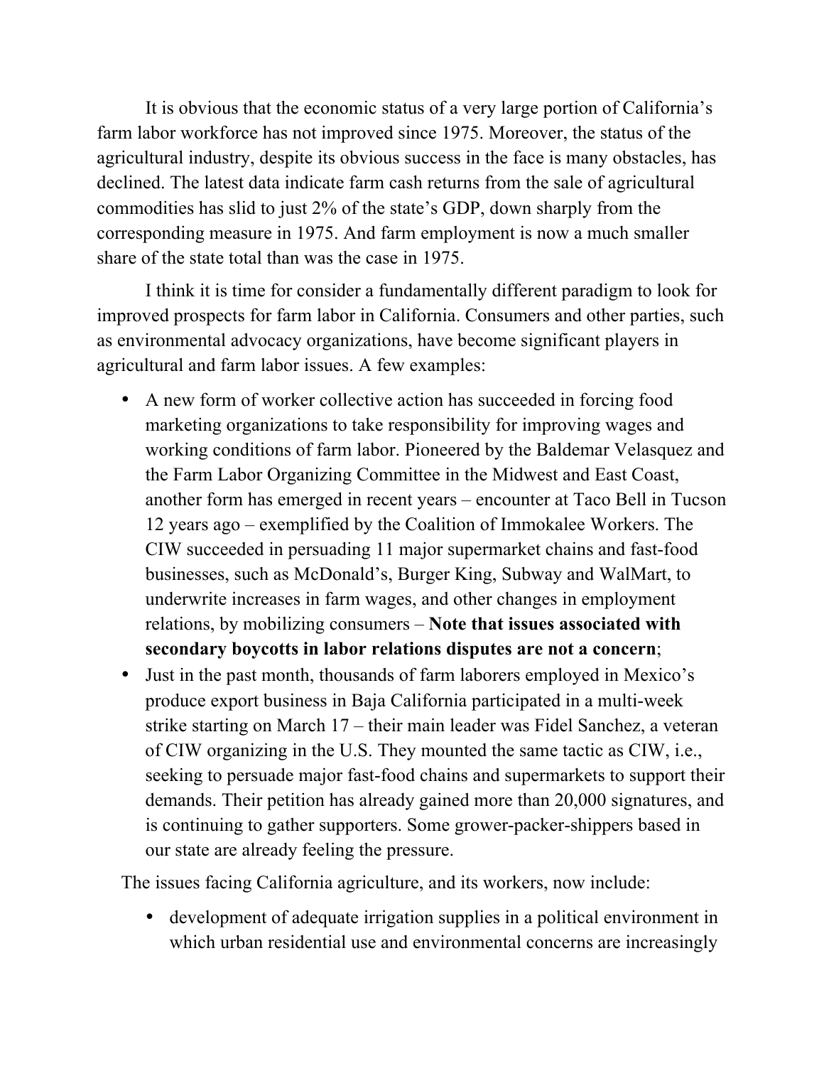It is obvious that the economic status of a very large portion of California's farm labor workforce has not improved since 1975. Moreover, the status of the agricultural industry, despite its obvious success in the face is many obstacles, has declined. The latest data indicate farm cash returns from the sale of agricultural commodities has slid to just 2% of the state's GDP, down sharply from the corresponding measure in 1975. And farm employment is now a much smaller share of the state total than was the case in 1975.

I think it is time for consider a fundamentally different paradigm to look for improved prospects for farm labor in California. Consumers and other parties, such as environmental advocacy organizations, have become significant players in agricultural and farm labor issues. A few examples:

- A new form of worker collective action has succeeded in forcing food marketing organizations to take responsibility for improving wages and working conditions of farm labor. Pioneered by the Baldemar Velasquez and the Farm Labor Organizing Committee in the Midwest and East Coast, another form has emerged in recent years – encounter at Taco Bell in Tucson 12 years ago – exemplified by the Coalition of Immokalee Workers. The CIW succeeded in persuading 11 major supermarket chains and fast-food businesses, such as McDonald's, Burger King, Subway and WalMart, to underwrite increases in farm wages, and other changes in employment relations, by mobilizing consumers – **Note that issues associated with secondary boycotts in labor relations disputes are not a concern**;
- Just in the past month, thousands of farm laborers employed in Mexico's produce export business in Baja California participated in a multi-week strike starting on March 17 – their main leader was Fidel Sanchez, a veteran of CIW organizing in the U.S. They mounted the same tactic as CIW, i.e., seeking to persuade major fast-food chains and supermarkets to support their demands. Their petition has already gained more than 20,000 signatures, and is continuing to gather supporters. Some grower-packer-shippers based in our state are already feeling the pressure.

The issues facing California agriculture, and its workers, now include:

- development of adequate irrigation supplies in a political environment in which urban residential use and environmental concerns are increasingly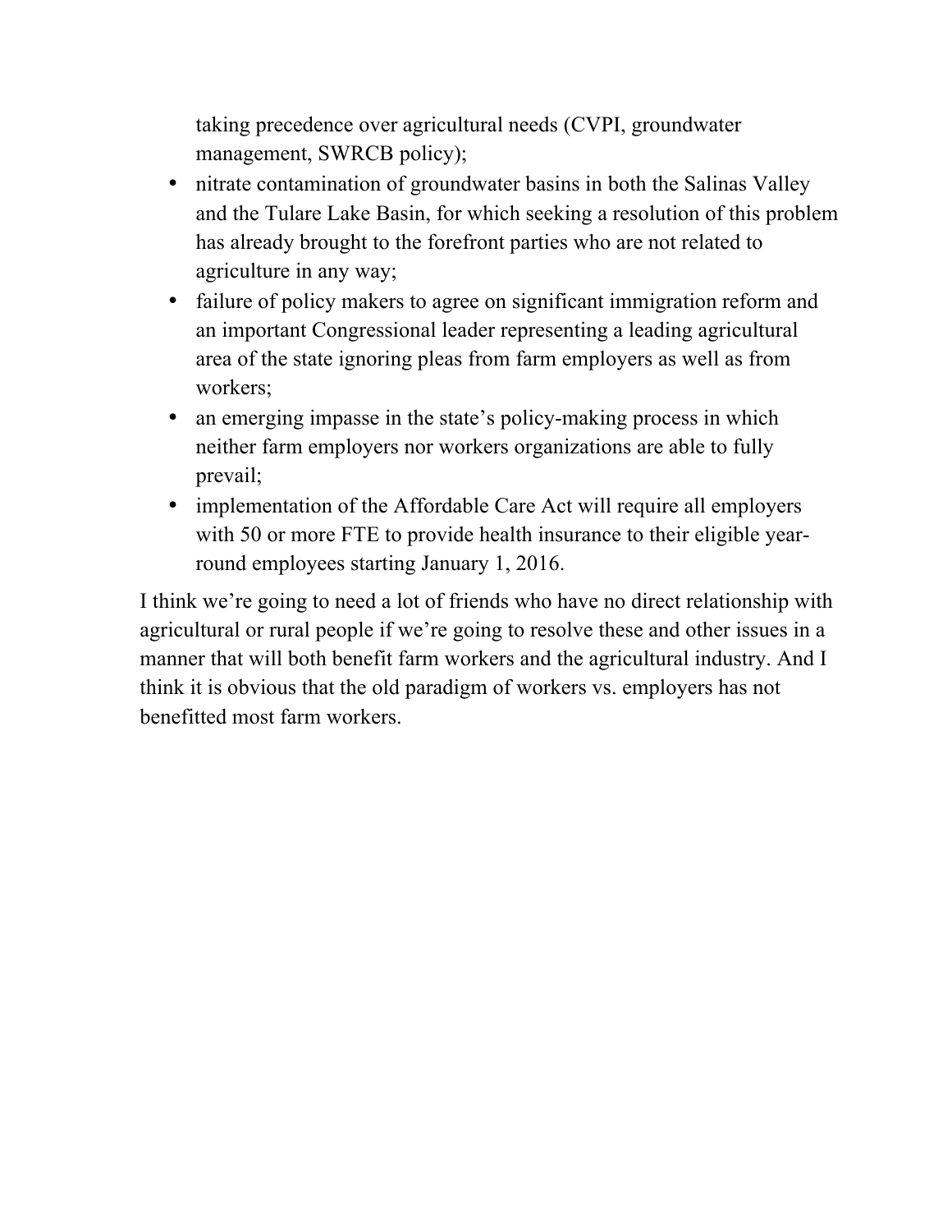taking precedence over agricultural needs (CVPI, groundwater management, SWRCB policy);

- nitrate contamination of groundwater basins in both the Salinas Valley and the Tulare Lake Basin, for which seeking a resolution of this problem has already brought to the forefront parties who are not related to agriculture in any way;
- failure of policy makers to agree on significant immigration reform and an important Congressional leader representing a leading agricultural area of the state ignoring pleas from farm employers as well as from workers;
- an emerging impasse in the state's policy-making process in which neither farm employers nor workers organizations are able to fully prevail;
- implementation of the Affordable Care Act will require all employers with 50 or more FTE to provide health insurance to their eligible year-round employees starting January 1, 2016.

I think we're going to need a lot of friends who have no direct relationship with agricultural or rural people if we're going to resolve these and other issues in a manner that will both benefit farm workers and the agricultural industry. And I think it is obvious that the old paradigm of workers vs. employers has not benefitted most farm workers.